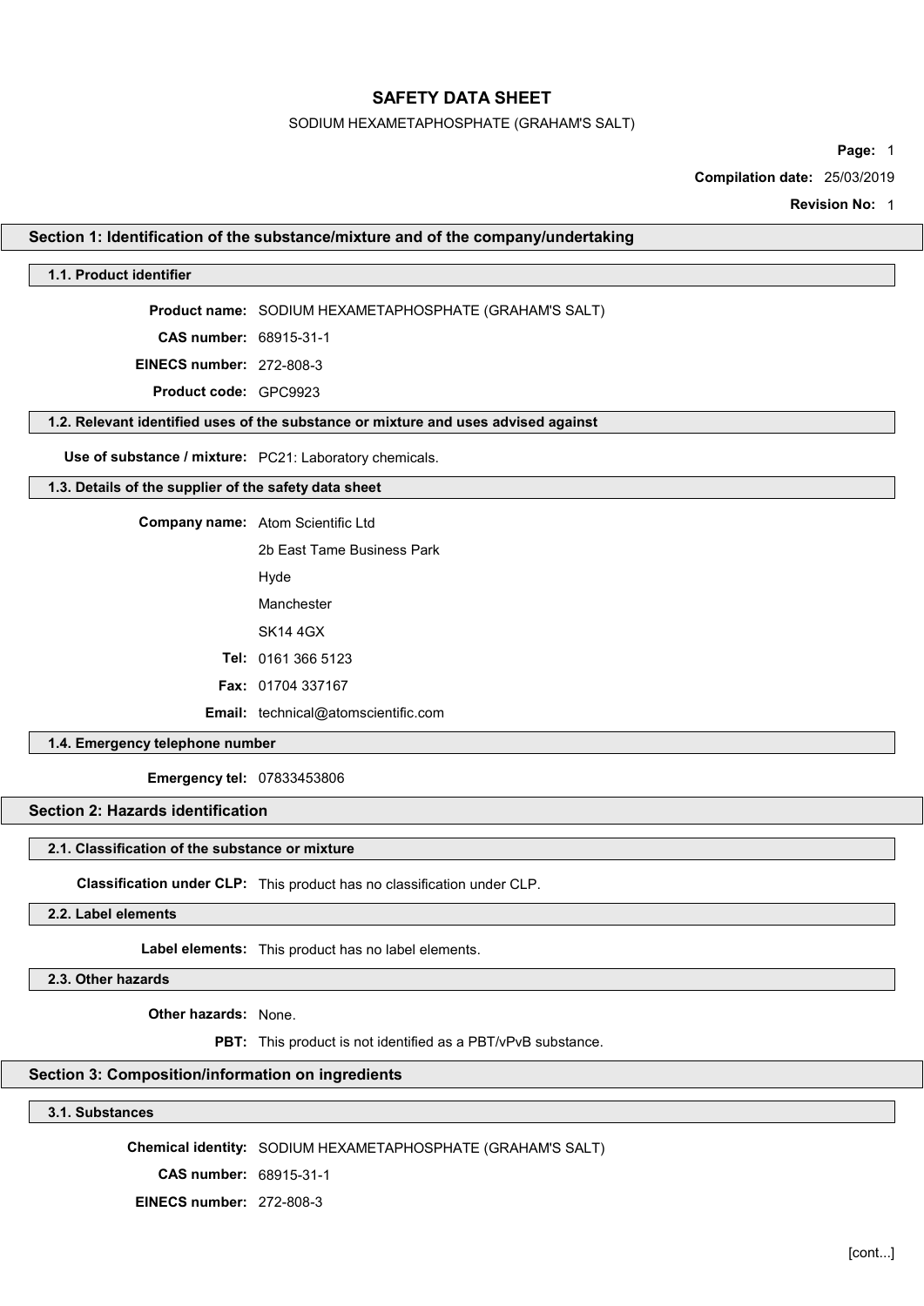# SAFETY DATA SHEET

SODIUM HEXAMETAPHOSPHATE (GRAHAM'S SALT)

**Page:** 1

**Compilation date:** 25/03/2019

**Revision No:** 1

## Section 1: Identification of the substance/mixture and of the company/undertaking

### 1.1. Product identifier

**Product name:** SODIUM HEXAMETAPHOSPHATE (GRAHAM'S SALT)

**CAS number:** 68915-31-1

**EINECS number:** 272-808-3

**Product code:** GPC9923

### 1.2. Relevant identified uses of the substance or mixture and uses advised against

**Use of substance / mixture:** PC21: Laboratory chemicals.

### 1.3. Details of the supplier of the safety data sheet

**Company name:** Atom Scientific Ltd

2b East Tame Business Park

Hyde

Manchester

SK14 4GX

**Tel:** 0161 366 5123

**Fax:** 01704 337167

**Email:** technical@atomscientific.com

### 1.4. Emergency telephone number

**Emergency tel:** 07833453806

## Section 2: Hazards identification

### 2.1. Classification of the substance or mixture

**Classification under CLP:** This product has no classification under CLP.

### 2.2. Label elements

**Label elements:** This product has no label elements.

### 2.3. Other hazards

**Other hazards:** None.

**PBT:** This product is not identified as a PBT/vPvB substance.

## Section 3: Composition/information on ingredients

### 3.1. Substances

**Chemical identity:** SODIUM HEXAMETAPHOSPHATE (GRAHAM'S SALT)

**CAS number:** 68915-31-1

**EINECS number:** 272-808-3

[cont...]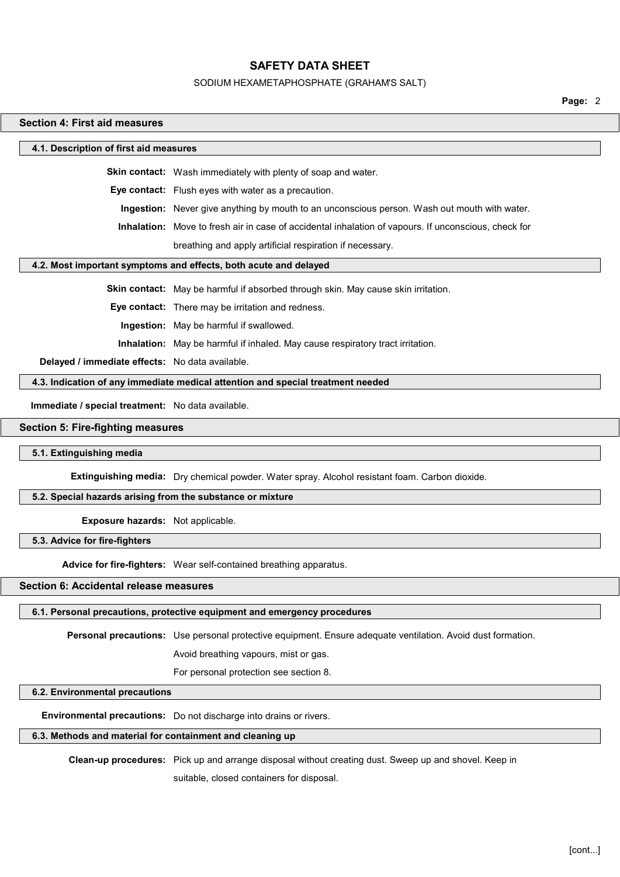## Section 4: First aid measures

### 4.1. Description of first aid measures

**Skin contact:** Wash immediately with plenty of soap and water.

**Eye contact:** Flush eyes with water as a precaution.

**Ingestion:** Never give anything by mouth to an unconscious person. Wash out mouth with water.

**Inhalation:** Move to fresh air in case of accidental inhalation of vapours. If unconscious, check for breathing and apply artificial respiration if necessary.

### 4.2. Most important symptoms and effects, both acute and delayed

**Skin contact:** May be harmful if absorbed through skin. May cause skin irritation.

**Eye contact:** There may be irritation and redness.

**Ingestion:** May be harmful if swallowed.

**Inhalation:** May be harmful if inhaled. May cause respiratory tract irritation.

**Delayed / immediate effects:** No data available.

### 4.3. Indication of any immediate medical attention and special treatment needed

**Immediate / special treatment:** No data available.

## Section 5: Fire-fighting measures

### 5.1. Extinguishing media

**Extinguishing media:** Dry chemical powder. Water spray. Alcohol resistant foam. Carbon dioxide.

### 5.2. Special hazards arising from the substance or mixture

**Exposure hazards:** Not applicable.

### 5.3. Advice for fire-fighters

**Advice for fire-fighters:** Wear self-contained breathing apparatus.

## Section 6: Accidental release measures

### 6.1. Personal precautions, protective equipment and emergency procedures

**Personal precautions:** Use personal protective equipment. Ensure adequate ventilation. Avoid dust formation. Avoid breathing vapours, mist or gas.

For personal protection see section 8.

### 6.2. Environmental precautions

**Environmental precautions:** Do not discharge into drains or rivers.

### 6.3. Methods and material for containment and cleaning up

**Clean-up procedures:** Pick up and arrange disposal without creating dust. Sweep up and shovel. Keep in suitable, closed containers for disposal.

[cont...]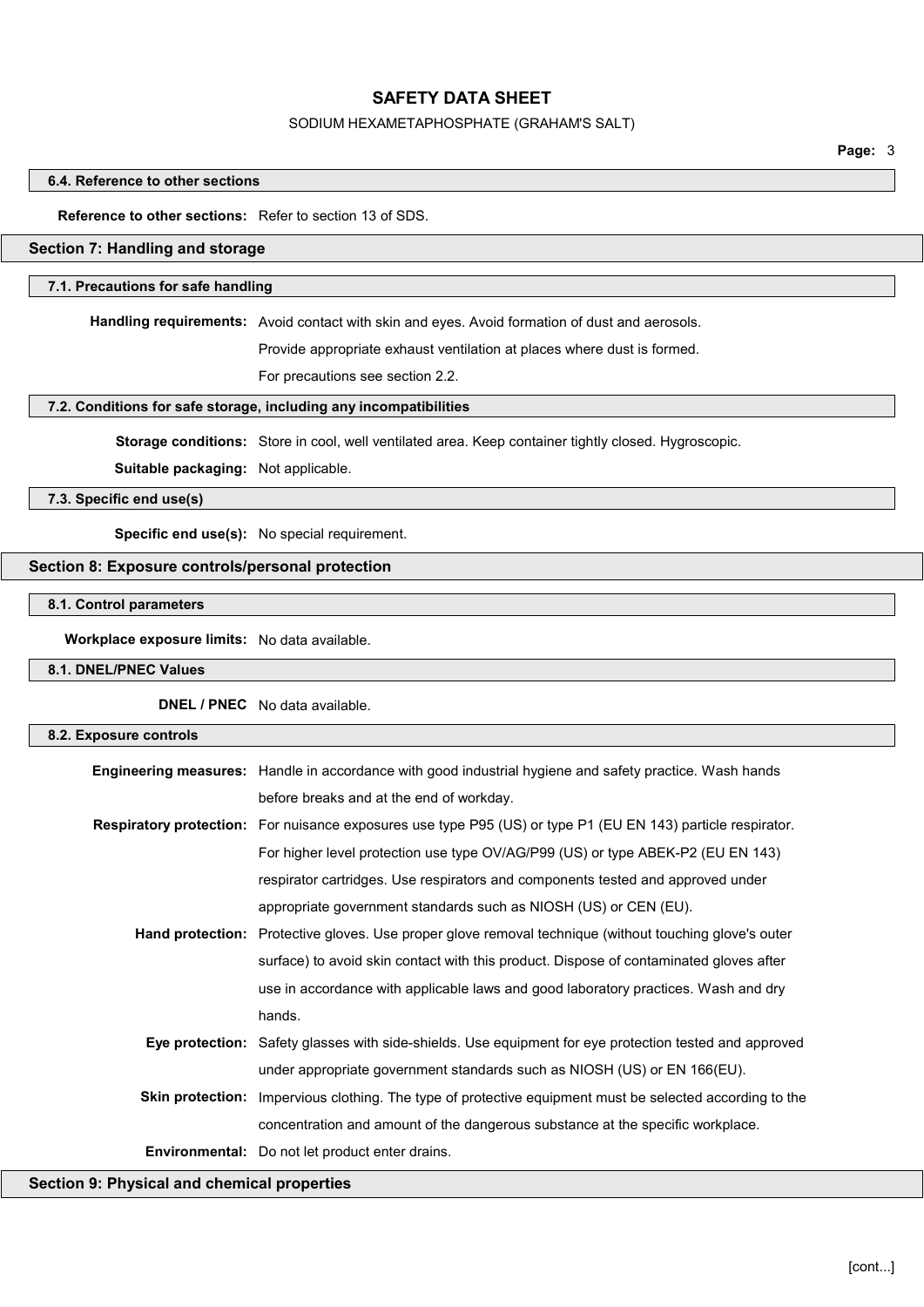### 6.4. Reference to other sections

**Reference to other sections:** Refer to section 13 of SDS.

## Section 7: Handling and storage

### 7.1. Precautions for safe handling

**Handling requirements:** Avoid contact with skin and eyes. Avoid formation of dust and aerosols. Provide appropriate exhaust ventilation at places where dust is formed. For precautions see section 2.2.

### 7.2. Conditions for safe storage, including any incompatibilities

**Storage conditions:** Store in cool, well ventilated area. Keep container tightly closed. Hygroscopic.

**Suitable packaging:** Not applicable.

### 7.3. Specific end use(s)

**Specific end use(s):** No special requirement.

## Section 8: Exposure controls/personal protection

### 8.1. Control parameters

**Workplace exposure limits:** No data available.

### 8.1. DNEL/PNEC Values

**DNEL / PNEC** No data available.

### 8.2. Exposure controls

**Engineering measures:** Handle in accordance with good industrial hygiene and safety practice. Wash hands before breaks and at the end of workday.

**Respiratory protection:** For nuisance exposures use type P95 (US) or type P1 (EU EN 143) particle respirator. For higher level protection use type OV/AG/P99 (US) or type ABEK-P2 (EU EN 143) respirator cartridges. Use respirators and components tested and approved under appropriate government standards such as NIOSH (US) or CEN (EU).

**Hand protection:** Protective gloves. Use proper glove removal technique (without touching glove's outer surface) to avoid skin contact with this product. Dispose of contaminated gloves after use in accordance with applicable laws and good laboratory practices. Wash and dry hands.

**Eye protection:** Safety glasses with side-shields. Use equipment for eye protection tested and approved under appropriate government standards such as NIOSH (US) or EN 166(EU).

**Skin protection:** Impervious clothing. The type of protective equipment must be selected according to the concentration and amount of the dangerous substance at the specific workplace.

**Environmental:** Do not let product enter drains.

## Section 9: Physical and chemical properties

[cont...]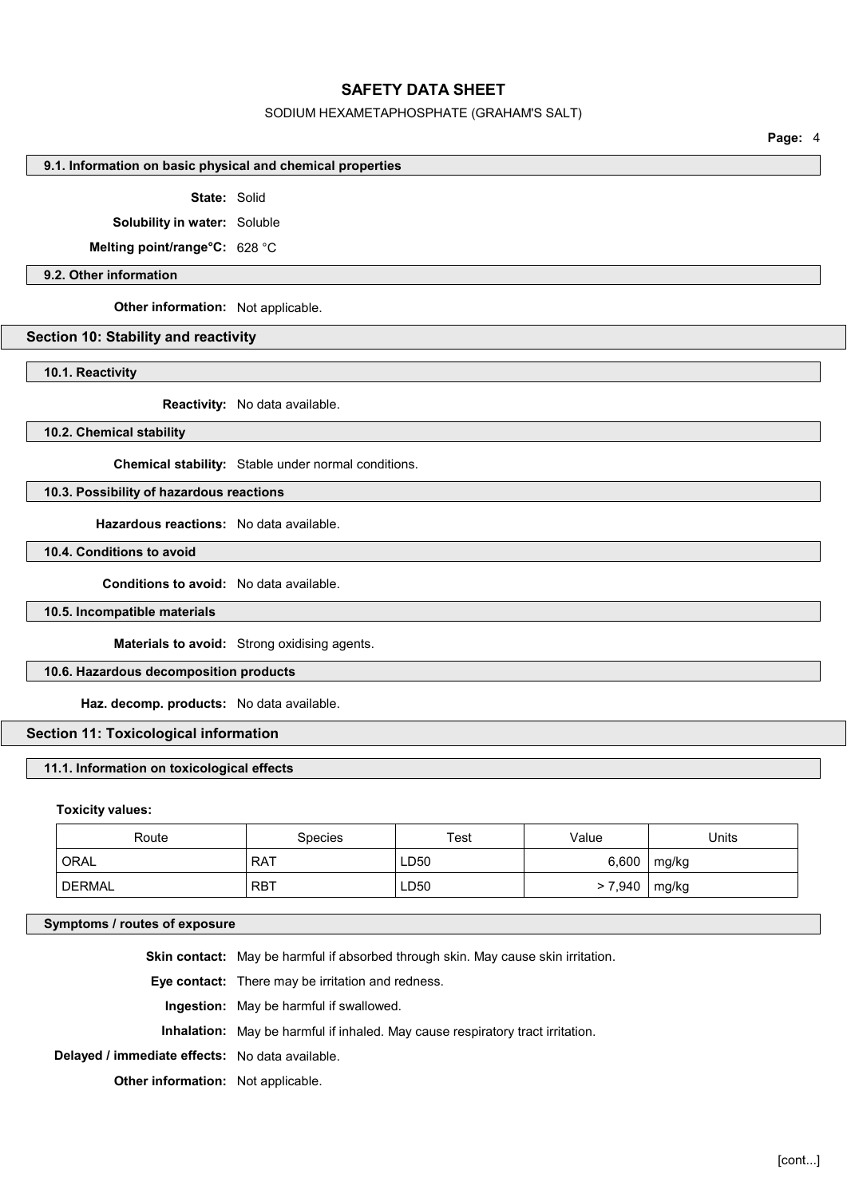### 9.1. Information on basic physical and chemical properties

**State:** Solid

**Solubility in water:** Soluble

**Melting point/range°C:** 628 °C

### 9.2. Other information

**Other information:** Not applicable.

## Section 10: Stability and reactivity

### 10.1. Reactivity

**Reactivity:** No data available.

### 10.2. Chemical stability

**Chemical stability:** Stable under normal conditions.

### 10.3. Possibility of hazardous reactions

**Hazardous reactions:** No data available.

### 10.4. Conditions to avoid

**Conditions to avoid:** No data available.

### 10.5. Incompatible materials

**Materials to avoid:** Strong oxidising agents.

### 10.6. Hazardous decomposition products

**Haz. decomp. products:** No data available.

## Section 11: Toxicological information

### 11.1. Information on toxicological effects

**Toxicity values:**

| Route | Species | Test | Value | Units |
|---|---|---|---|---|
| ORAL | RAT | LD50 | 6,600 | mg/kg |
| DERMAL | RBT | LD50 | > 7,940 | mg/kg |

### Symptoms / routes of exposure

**Skin contact:** May be harmful if absorbed through skin. May cause skin irritation.

**Eye contact:** There may be irritation and redness.

**Ingestion:** May be harmful if swallowed.

**Inhalation:** May be harmful if inhaled. May cause respiratory tract irritation.

**Delayed / immediate effects:** No data available.

**Other information:** Not applicable.

[cont...]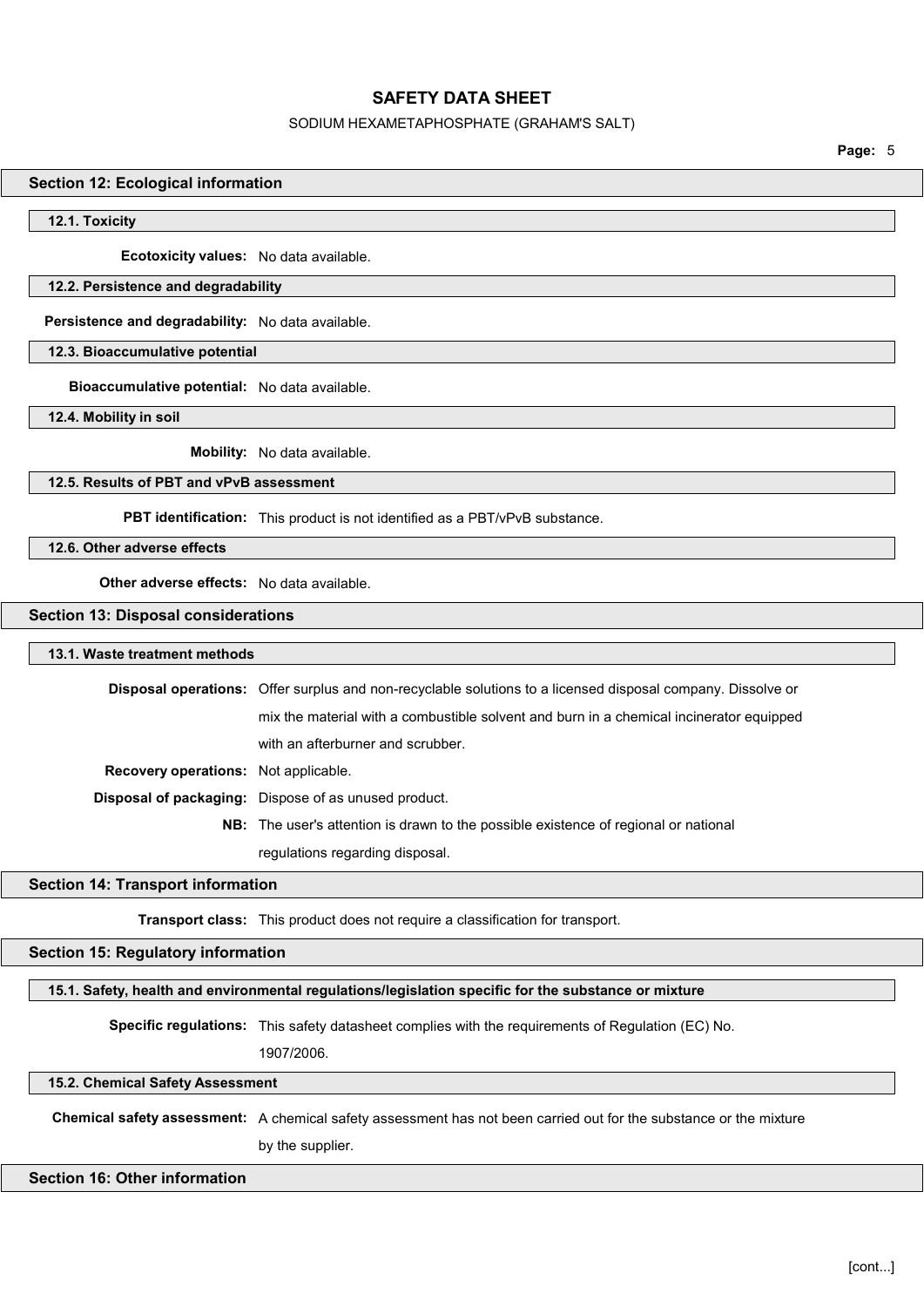## Section 12: Ecological information

### 12.1. Toxicity

**Ecotoxicity values:** No data available.

### 12.2. Persistence and degradability

**Persistence and degradability:** No data available.

### 12.3. Bioaccumulative potential

**Bioaccumulative potential:** No data available.

### 12.4. Mobility in soil

**Mobility:** No data available.

### 12.5. Results of PBT and vPvB assessment

**PBT identification:** This product is not identified as a PBT/vPvB substance.

### 12.6. Other adverse effects

**Other adverse effects:** No data available.

## Section 13: Disposal considerations

### 13.1. Waste treatment methods

**Disposal operations:** Offer surplus and non-recyclable solutions to a licensed disposal company. Dissolve or mix the material with a combustible solvent and burn in a chemical incinerator equipped with an afterburner and scrubber.

**Recovery operations:** Not applicable.

**Disposal of packaging:** Dispose of as unused product.

**NB:** The user's attention is drawn to the possible existence of regional or national regulations regarding disposal.

## Section 14: Transport information

**Transport class:** This product does not require a classification for transport.

## Section 15: Regulatory information

### 15.1. Safety, health and environmental regulations/legislation specific for the substance or mixture

**Specific regulations:** This safety datasheet complies with the requirements of Regulation (EC) No. 1907/2006.

### 15.2. Chemical Safety Assessment

**Chemical safety assessment:** A chemical safety assessment has not been carried out for the substance or the mixture by the supplier.

## Section 16: Other information

[cont...]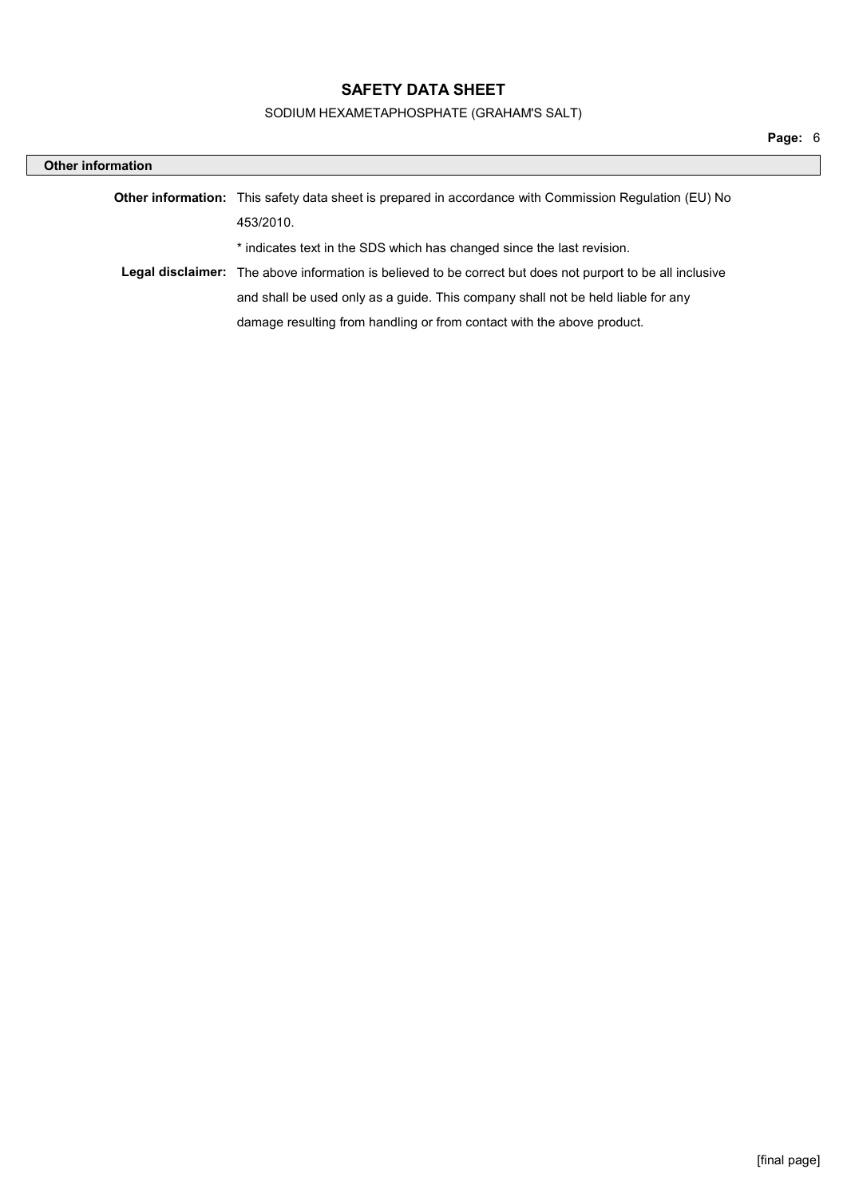## Other information

**Other information:** This safety data sheet is prepared in accordance with Commission Regulation (EU) No 453/2010.

* indicates text in the SDS which has changed since the last revision.

**Legal disclaimer:** The above information is believed to be correct but does not purport to be all inclusive and shall be used only as a guide. This company shall not be held liable for any damage resulting from handling or from contact with the above product.